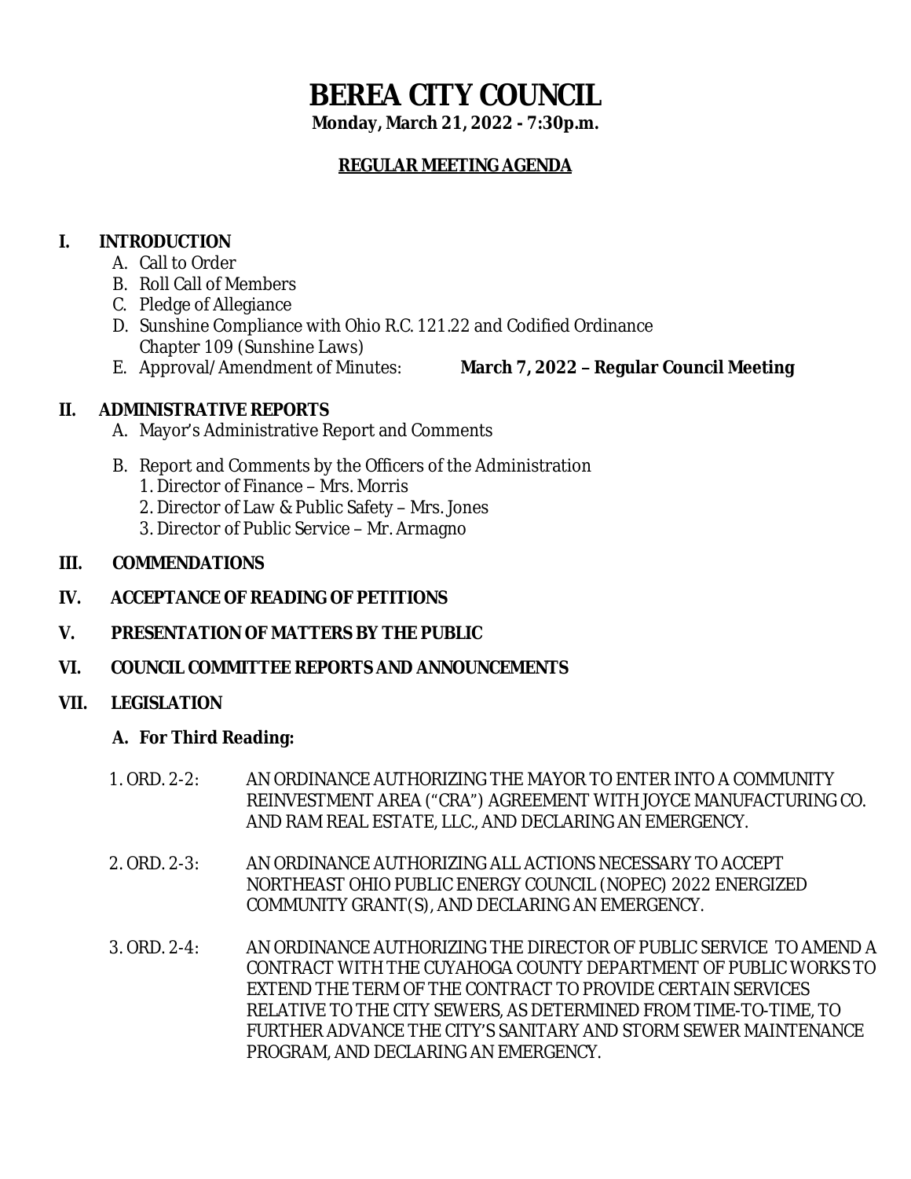# BEREA CITY COUNCIL

**Monday, March 21, 2022 - 7:30p.m.**

**REGULAR MEETING AGENDA**

## I. INTRODUCTION

- A. Call to Order
- B. Roll Call of Members
- C. Pledge of Allegiance
- D. Sunshine Compliance with Ohio R.C. 121.22 and Codified Ordinance Chapter 109 (Sunshine Laws)
- E. Approval/Amendment of Minutes: **March 7, 2022 – Regular Council Meeting**

## II. ADMINISTRATIVE REPORTS

- A. Mayor's Administrative Report and Comments
- B. Report and Comments by the Officers of the Administration
  1. Director of Finance – Mrs. Morris
  2. Director of Law & Public Safety – Mrs. Jones
  3. Director of Public Service – Mr. Armagno

## III. COMMENDATIONS

## IV. ACCEPTANCE OF READING OF PETITIONS

## V. PRESENTATION OF MATTERS BY THE PUBLIC

## VI. COUNCIL COMMITTEE REPORTS AND ANNOUNCEMENTS

## VII. LEGISLATION

### A. For Third Reading:

1. ORD. 2-2: AN ORDINANCE AUTHORIZING THE MAYOR TO ENTER INTO A COMMUNITY REINVESTMENT AREA ("CRA") AGREEMENT WITH JOYCE MANUFACTURING CO. AND RAM REAL ESTATE, LLC., AND DECLARING AN EMERGENCY.

2. ORD. 2-3: AN ORDINANCE AUTHORIZING ALL ACTIONS NECESSARY TO ACCEPT NORTHEAST OHIO PUBLIC ENERGY COUNCIL (NOPEC) 2022 ENERGIZED COMMUNITY GRANT(S), AND DECLARING AN EMERGENCY.

3. ORD. 2-4: AN ORDINANCE AUTHORIZING THE DIRECTOR OF PUBLIC SERVICE TO AMEND A CONTRACT WITH THE CUYAHOGA COUNTY DEPARTMENT OF PUBLIC WORKS TO EXTEND THE TERM OF THE CONTRACT TO PROVIDE CERTAIN SERVICES RELATIVE TO THE CITY SEWERS, AS DETERMINED FROM TIME-TO-TIME, TO FURTHER ADVANCE THE CITY'S SANITARY AND STORM SEWER MAINTENANCE PROGRAM, AND DECLARING AN EMERGENCY.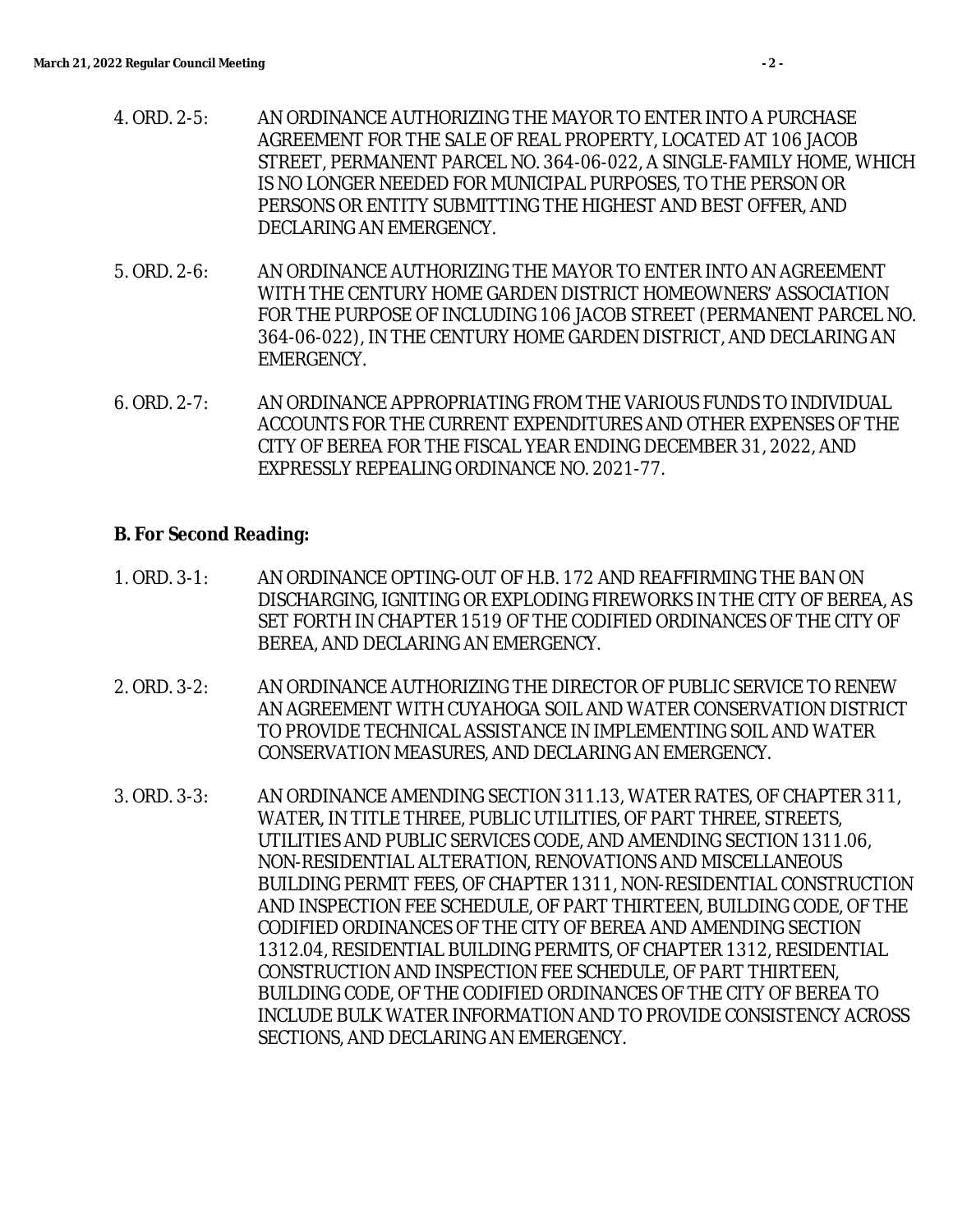4. ORD. 2-5: AN ORDINANCE AUTHORIZING THE MAYOR TO ENTER INTO A PURCHASE AGREEMENT FOR THE SALE OF REAL PROPERTY, LOCATED AT 106 JACOB STREET, PERMANENT PARCEL NO. 364-06-022, A SINGLE-FAMILY HOME, WHICH IS NO LONGER NEEDED FOR MUNICIPAL PURPOSES, TO THE PERSON OR PERSONS OR ENTITY SUBMITTING THE HIGHEST AND BEST OFFER, AND DECLARING AN EMERGENCY.

5. ORD. 2-6: AN ORDINANCE AUTHORIZING THE MAYOR TO ENTER INTO AN AGREEMENT WITH THE CENTURY HOME GARDEN DISTRICT HOMEOWNERS' ASSOCIATION FOR THE PURPOSE OF INCLUDING 106 JACOB STREET (PERMANENT PARCEL NO. 364-06-022), IN THE CENTURY HOME GARDEN DISTRICT, AND DECLARING AN EMERGENCY.

6. ORD. 2-7: AN ORDINANCE APPROPRIATING FROM THE VARIOUS FUNDS TO INDIVIDUAL ACCOUNTS FOR THE CURRENT EXPENDITURES AND OTHER EXPENSES OF THE CITY OF BEREA FOR THE FISCAL YEAR ENDING DECEMBER 31, 2022, AND EXPRESSLY REPEALING ORDINANCE NO. 2021-77.

**B. For Second Reading:**

1. ORD. 3-1: AN ORDINANCE OPTING-OUT OF H.B. 172 AND REAFFIRMING THE BAN ON DISCHARGING, IGNITING OR EXPLODING FIREWORKS IN THE CITY OF BEREA, AS SET FORTH IN CHAPTER 1519 OF THE CODIFIED ORDINANCES OF THE CITY OF BEREA, AND DECLARING AN EMERGENCY.

2. ORD. 3-2: AN ORDINANCE AUTHORIZING THE DIRECTOR OF PUBLIC SERVICE TO RENEW AN AGREEMENT WITH CUYAHOGA SOIL AND WATER CONSERVATION DISTRICT TO PROVIDE TECHNICAL ASSISTANCE IN IMPLEMENTING SOIL AND WATER CONSERVATION MEASURES, AND DECLARING AN EMERGENCY.

3. ORD. 3-3: AN ORDINANCE AMENDING SECTION 311.13, WATER RATES, OF CHAPTER 311, WATER, IN TITLE THREE, PUBLIC UTILITIES, OF PART THREE, STREETS, UTILITIES AND PUBLIC SERVICES CODE, AND AMENDING SECTION 1311.06, NON-RESIDENTIAL ALTERATION, RENOVATIONS AND MISCELLANEOUS BUILDING PERMIT FEES, OF CHAPTER 1311, NON-RESIDENTIAL CONSTRUCTION AND INSPECTION FEE SCHEDULE, OF PART THIRTEEN, BUILDING CODE, OF THE CODIFIED ORDINANCES OF THE CITY OF BEREA AND AMENDING SECTION 1312.04, RESIDENTIAL BUILDING PERMITS, OF CHAPTER 1312, RESIDENTIAL CONSTRUCTION AND INSPECTION FEE SCHEDULE, OF PART THIRTEEN, BUILDING CODE, OF THE CODIFIED ORDINANCES OF THE CITY OF BEREA TO INCLUDE BULK WATER INFORMATION AND TO PROVIDE CONSISTENCY ACROSS SECTIONS, AND DECLARING AN EMERGENCY.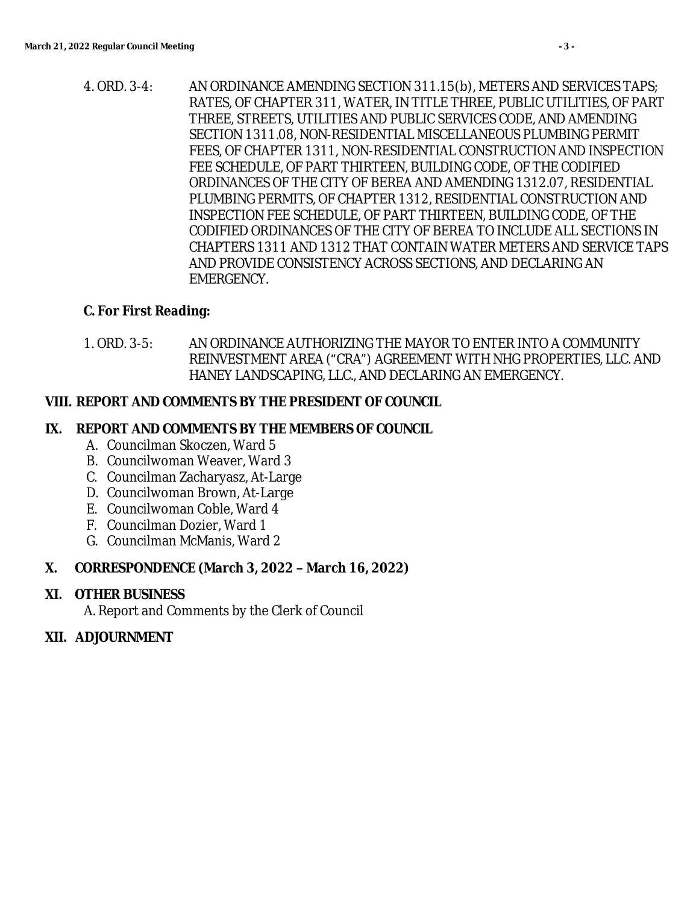4. ORD. 3-4: AN ORDINANCE AMENDING SECTION 311.15(b), METERS AND SERVICES TAPS; RATES, OF CHAPTER 311, WATER, IN TITLE THREE, PUBLIC UTILITIES, OF PART THREE, STREETS, UTILITIES AND PUBLIC SERVICES CODE, AND AMENDING SECTION 1311.08, NON-RESIDENTIAL MISCELLANEOUS PLUMBING PERMIT FEES, OF CHAPTER 1311, NON-RESIDENTIAL CONSTRUCTION AND INSPECTION FEE SCHEDULE, OF PART THIRTEEN, BUILDING CODE, OF THE CODIFIED ORDINANCES OF THE CITY OF BEREA AND AMENDING 1312.07, RESIDENTIAL PLUMBING PERMITS, OF CHAPTER 1312, RESIDENTIAL CONSTRUCTION AND INSPECTION FEE SCHEDULE, OF PART THIRTEEN, BUILDING CODE, OF THE CODIFIED ORDINANCES OF THE CITY OF BEREA TO INCLUDE ALL SECTIONS IN CHAPTERS 1311 AND 1312 THAT CONTAIN WATER METERS AND SERVICE TAPS AND PROVIDE CONSISTENCY ACROSS SECTIONS, AND DECLARING AN EMERGENCY.

**C. For First Reading:**

1. ORD. 3-5: AN ORDINANCE AUTHORIZING THE MAYOR TO ENTER INTO A COMMUNITY REINVESTMENT AREA ("CRA") AGREEMENT WITH NHG PROPERTIES, LLC. AND HANEY LANDSCAPING, LLC., AND DECLARING AN EMERGENCY.

## VIII. REPORT AND COMMENTS BY THE PRESIDENT OF COUNCIL

## IX. REPORT AND COMMENTS BY THE MEMBERS OF COUNCIL

A. Councilman Skoczen, Ward 5
B. Councilwoman Weaver, Ward 3
C. Councilman Zacharyasz, At-Large
D. Councilwoman Brown, At-Large
E. Councilwoman Coble, Ward 4
F. Councilman Dozier, Ward 1
G. Councilman McManis, Ward 2

## X. CORRESPONDENCE (March 3, 2022 – March 16, 2022)

## XI. OTHER BUSINESS

A. Report and Comments by the Clerk of Council

## XII. ADJOURNMENT